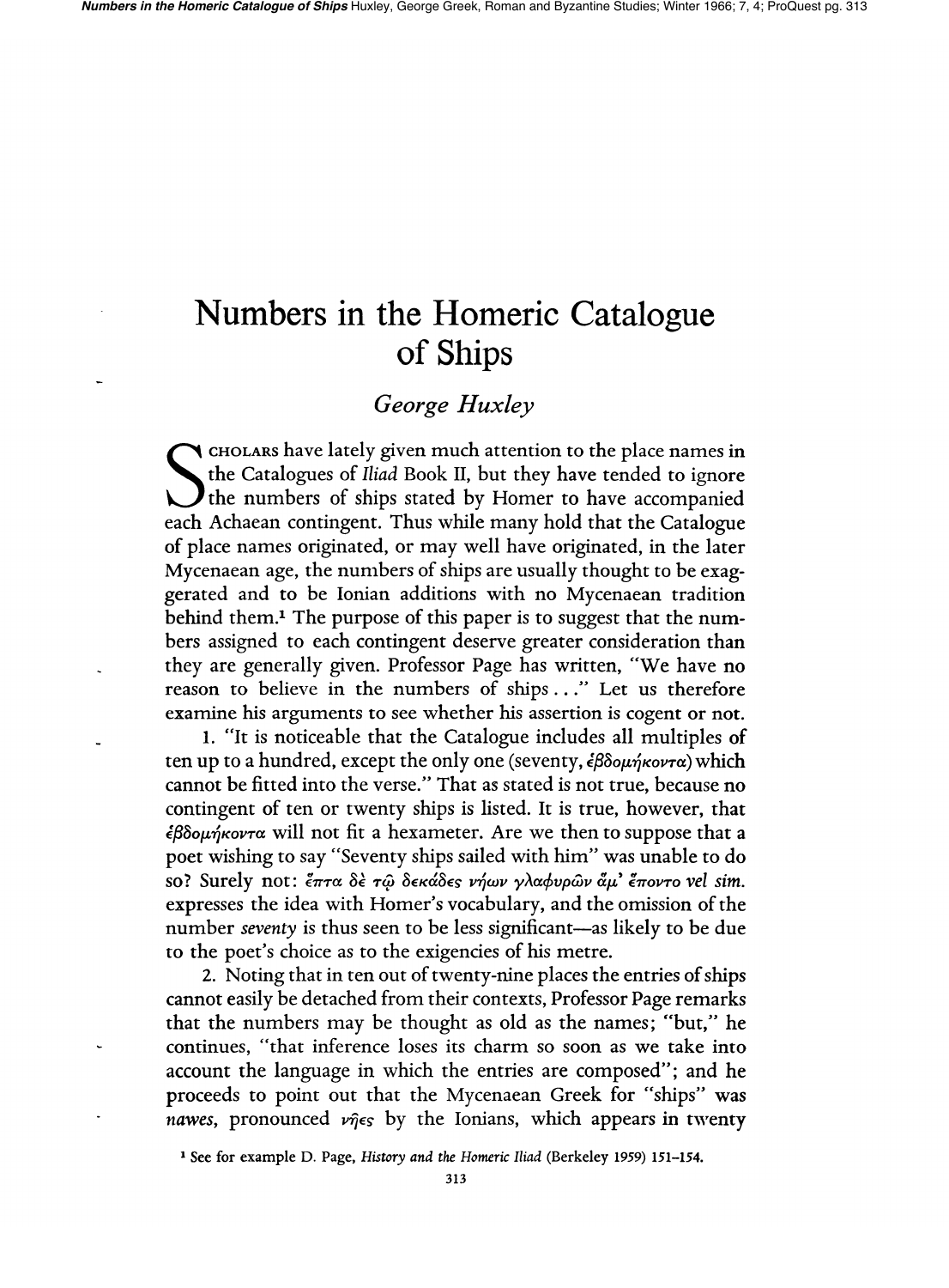# Numbers in the Homeric Catalogue of Ships

*George Huxley*

Scholars have lately given much attention to the place names in the Catalogues of *Iliad* Book II, but they have tended to ignore the numbers of ships stated by Homer to have accompanied each Achaean contingent. Thus while many hold that the Catalogue of place names originated, or may well have originated, in the later Mycenaean age, the numbers of ships are usually thought to be exaggerated and to be Ionian additions with no Mycenaean tradition behind them.[1] The purpose of this paper is to suggest that the numbers assigned to each contingent deserve greater consideration than they are generally given. Professor Page has written, "We have no reason to believe in the numbers of ships..." Let us therefore examine his arguments to see whether his assertion is cogent or not.

1. "It is noticeable that the Catalogue includes all multiples of ten up to a hundred, except the only one (seventy, ἑβδομήκοντα) which cannot be fitted into the verse." That as stated is not true, because no contingent of ten or twenty ships is listed. It is true, however, that ἑβδομήκοντα will not fit a hexameter. Are we then to suppose that a poet wishing to say "Seventy ships sailed with him" was unable to do so? Surely not: ἑπτὰ δὲ τῷ δεκάδες νήων γλαφυρῶν ἅμ' ἕποντο *vel sim.* expresses the idea with Homer's vocabulary, and the omission of the number *seventy* is thus seen to be less significant—as likely to be due to the poet's choice as to the exigencies of his metre.

2. Noting that in ten out of twenty-nine places the entries of ships cannot easily be detached from their contexts, Professor Page remarks that the numbers may be thought as old as the names; "but," he continues, "that inference loses its charm so soon as we take into account the language in which the entries are composed"; and he proceeds to point out that the Mycenaean Greek for "ships" was *nawes*, pronounced νῆες by the Ionians, which appears in twenty

[1] See for example D. Page, *History and the Homeric Iliad* (Berkeley 1959) 151–154.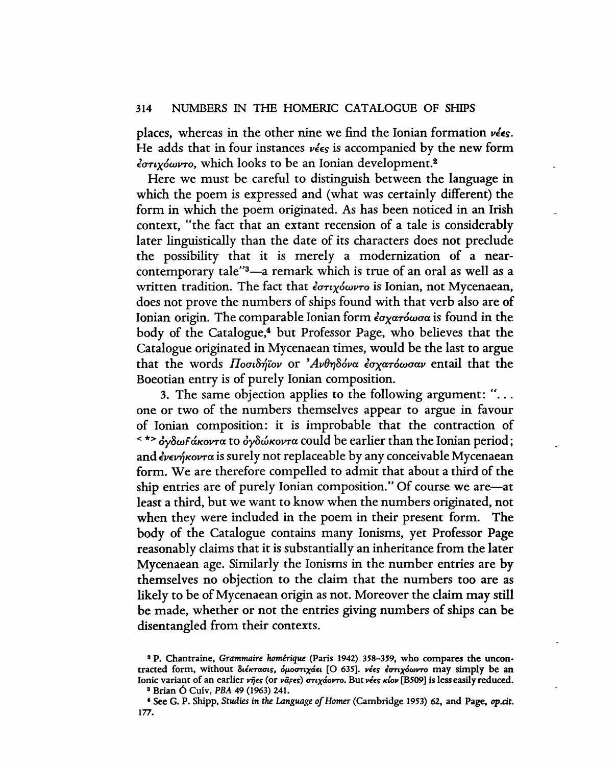places, whereas in the other nine we find the Ionian formation *νέες*. He adds that in four instances *νέες* is accompanied by the new form *ἐστιχόωντο*, which looks to be an Ionian development.[2]

Here we must be careful to distinguish between the language in which the poem is expressed and (what was certainly different) the form in which the poem originated. As has been noticed in an Irish context, "the fact that an extant recension of a tale is considerably later linguistically than the date of its characters does not preclude the possibility that it is merely a modernization of a near-contemporary tale"[3]—a remark which is true of an oral as well as a written tradition. The fact that *ἐστιχόωντο* is Ionian, not Mycenaean, does not prove the numbers of ships found with that verb also are of Ionian origin. The comparable Ionian form *ἐσχατόωσα* is found in the body of the Catalogue,[4] but Professor Page, who believes that the Catalogue originated in Mycenaean times, would be the last to argue that the words *Ποσιδήϊον* or *Ἀνθηδόνα ἐσχατόωσαν* entail that the Boeotian entry is of purely Ionian composition.

3. The same objection applies to the following argument: "... one or two of the numbers themselves appear to argue in favour of Ionian composition: it is improbable that the contraction of <*> ὀγδωϝάκοντα to ὀγδώκοντα could be earlier than the Ionian period; and ἐνενήκοντα is surely not replaceable by any conceivable Mycenaean form. We are therefore compelled to admit that about a third of the ship entries are of purely Ionian composition." Of course we are—at least a third, but we want to know when the numbers originated, not when they were included in the poem in their present form. The body of the Catalogue contains many Ionisms, yet Professor Page reasonably claims that it is substantially an inheritance from the later Mycenaean age. Similarly the Ionisms in the number entries are by themselves no objection to the claim that the numbers too are as likely to be of Mycenaean origin as not. Moreover the claim may still be made, whether or not the entries giving numbers of ships can be disentangled from their contexts.

---

[2] P. Chantraine, *Grammaire homérique* (Paris 1942) 358–359, who compares the uncontracted form, without διέκτασις, ὁμοστιχάει [O 635]. *νέες ἐστιχόωντο* may simply be an Ionic variant of an earlier *νῆες* (or *νᾶϝες*) *στιχάοντο*. But *νέες κίον* [B509] is less easily reduced.

[3] Brian Ó Cuív, *PBA* 49 (1963) 241.

[4] See G. P. Shipp, *Studies in the Language of Homer* (Cambridge 1953) 62, and Page, *op.cit.* 177.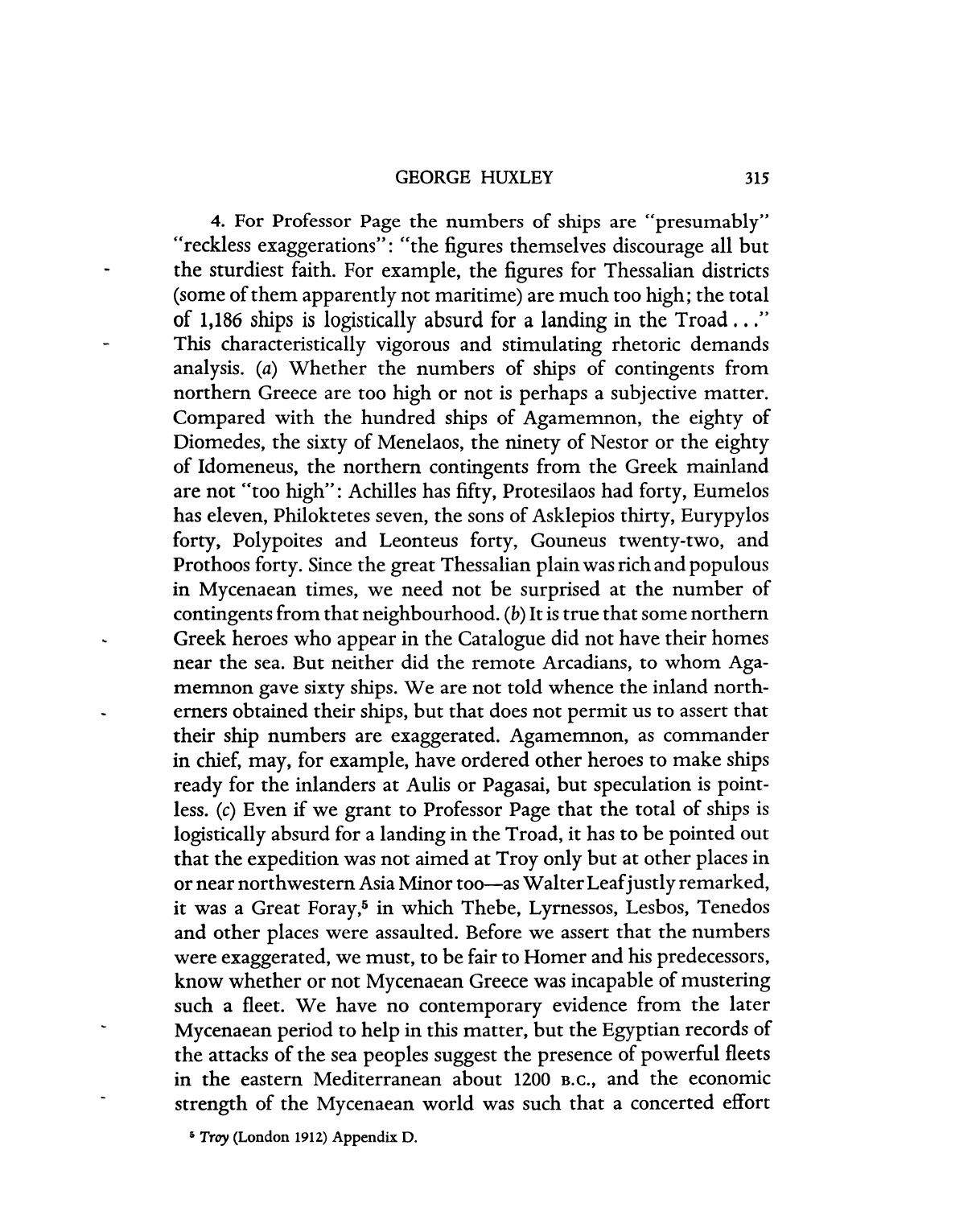4. For Professor Page the numbers of ships are "presumably" "reckless exaggerations": "the figures themselves discourage all but the sturdiest faith. For example, the figures for Thessalian districts (some of them apparently not maritime) are much too high; the total of 1,186 ships is logistically absurd for a landing in the Troad..." This characteristically vigorous and stimulating rhetoric demands analysis. (*a*) Whether the numbers of ships of contingents from northern Greece are too high or not is perhaps a subjective matter. Compared with the hundred ships of Agamemnon, the eighty of Diomedes, the sixty of Menelaos, the ninety of Nestor or the eighty of Idomeneus, the northern contingents from the Greek mainland are not "too high": Achilles has fifty, Protesilaos had forty, Eumelos has eleven, Philoktetes seven, the sons of Asklepios thirty, Eurypylos forty, Polypoites and Leonteus forty, Gouneus twenty-two, and Prothoos forty. Since the great Thessalian plain was rich and populous in Mycenaean times, we need not be surprised at the number of contingents from that neighbourhood. (*b*) It is true that some northern Greek heroes who appear in the Catalogue did not have their homes near the sea. But neither did the remote Arcadians, to whom Agamemnon gave sixty ships. We are not told whence the inland northerners obtained their ships, but that does not permit us to assert that their ship numbers are exaggerated. Agamemnon, as commander in chief, may, for example, have ordered other heroes to make ships ready for the inlanders at Aulis or Pagasai, but speculation is pointless. (*c*) Even if we grant to Professor Page that the total of ships is logistically absurd for a landing in the Troad, it has to be pointed out that the expedition was not aimed at Troy only but at other places in or near northwestern Asia Minor too—as Walter Leaf justly remarked, it was a Great Foray,[5] in which Thebe, Lyrnessos, Lesbos, Tenedos and other places were assaulted. Before we assert that the numbers were exaggerated, we must, to be fair to Homer and his predecessors, know whether or not Mycenaean Greece was incapable of mustering such a fleet. We have no contemporary evidence from the later Mycenaean period to help in this matter, but the Egyptian records of the attacks of the sea peoples suggest the presence of powerful fleets in the eastern Mediterranean about 1200 B.C., and the economic strength of the Mycenaean world was such that a concerted effort

[5] *Troy* (London 1912) Appendix D.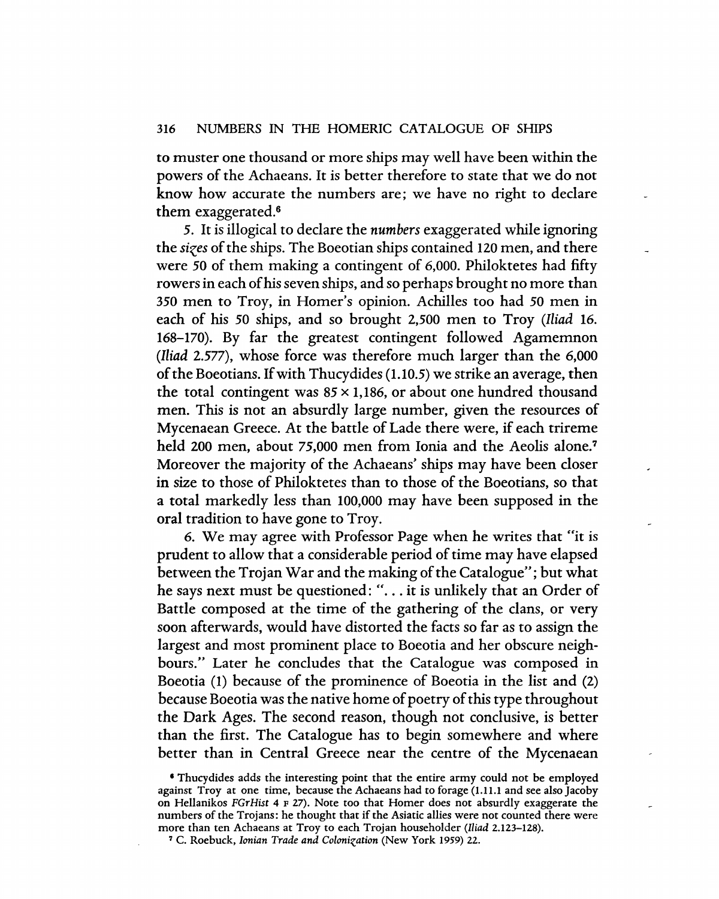to muster one thousand or more ships may well have been within the powers of the Achaeans. It is better therefore to state that we do not know how accurate the numbers are; we have no right to declare them exaggerated.[6]

5. It is illogical to declare the *numbers* exaggerated while ignoring the *sizes* of the ships. The Boeotian ships contained 120 men, and there were 50 of them making a contingent of 6,000. Philoktetes had fifty rowers in each of his seven ships, and so perhaps brought no more than 350 men to Troy, in Homer's opinion. Achilles too had 50 men in each of his 50 ships, and so brought 2,500 men to Troy (*Iliad* 16. 168–170). By far the greatest contingent followed Agamemnon (*Iliad* 2.577), whose force was therefore much larger than the 6,000 of the Boeotians. If with Thucydides (1.10.5) we strike an average, then the total contingent was $85 \times 1{,}186$, or about one hundred thousand men. This is not an absurdly large number, given the resources of Mycenaean Greece. At the battle of Lade there were, if each trireme held 200 men, about 75,000 men from Ionia and the Aeolis alone.[7] Moreover the majority of the Achaeans' ships may have been closer in size to those of Philoktetes than to those of the Boeotians, so that a total markedly less than 100,000 may have been supposed in the oral tradition to have gone to Troy.

6. We may agree with Professor Page when he writes that "it is prudent to allow that a considerable period of time may have elapsed between the Trojan War and the making of the Catalogue"; but what he says next must be questioned: ". . . it is unlikely that an Order of Battle composed at the time of the gathering of the clans, or very soon afterwards, would have distorted the facts so far as to assign the largest and most prominent place to Boeotia and her obscure neighbours." Later he concludes that the Catalogue was composed in Boeotia (1) because of the prominence of Boeotia in the list and (2) because Boeotia was the native home of poetry of this type throughout the Dark Ages. The second reason, though not conclusive, is better than the first. The Catalogue has to begin somewhere and where better than in Central Greece near the centre of the Mycenaean

[6] Thucydides adds the interesting point that the entire army could not be employed against Troy at one time, because the Achaeans had to forage (1.11.1 and see also Jacoby on Hellanikos *FGrHist* 4 F 27). Note too that Homer does not absurdly exaggerate the numbers of the Trojans: he thought that if the Asiatic allies were not counted there were more than ten Achaeans at Troy to each Trojan householder (*Iliad* 2.123–128).

[7] C. Roebuck, *Ionian Trade and Colonization* (New York 1959) 22.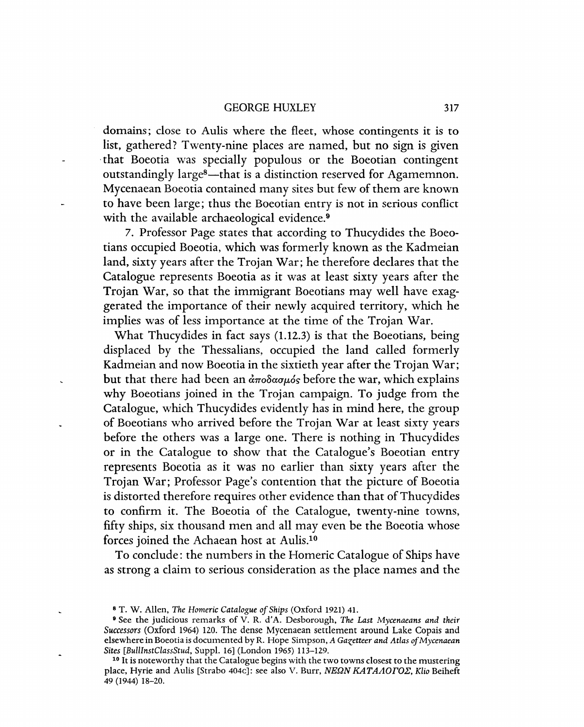domains; close to Aulis where the fleet, whose contingents it is to list, gathered? Twenty-nine places are named, but no sign is given that Boeotia was specially populous or the Boeotian contingent outstandingly large[8]—that is a distinction reserved for Agamemnon. Mycenaean Boeotia contained many sites but few of them are known to have been large; thus the Boeotian entry is not in serious conflict with the available archaeological evidence.[9]

7. Professor Page states that according to Thucydides the Boeotians occupied Boeotia, which was formerly known as the Kadmeian land, sixty years after the Trojan War; he therefore declares that the Catalogue represents Boeotia as it was at least sixty years after the Trojan War, so that the immigrant Boeotians may well have exaggerated the importance of their newly acquired territory, which he implies was of less importance at the time of the Trojan War.

What Thucydides in fact says (1.12.3) is that the Boeotians, being displaced by the Thessalians, occupied the land called formerly Kadmeian and now Boeotia in the sixtieth year after the Trojan War; but that there had been an ἀποδασμός before the war, which explains why Boeotians joined in the Trojan campaign. To judge from the Catalogue, which Thucydides evidently has in mind here, the group of Boeotians who arrived before the Trojan War at least sixty years before the others was a large one. There is nothing in Thucydides or in the Catalogue to show that the Catalogue's Boeotian entry represents Boeotia as it was no earlier than sixty years after the Trojan War; Professor Page's contention that the picture of Boeotia is distorted therefore requires other evidence than that of Thucydides to confirm it. The Boeotia of the Catalogue, twenty-nine towns, fifty ships, six thousand men and all may even be the Boeotia whose forces joined the Achaean host at Aulis.[10]

To conclude: the numbers in the Homeric Catalogue of Ships have as strong a claim to serious consideration as the place names and the

---

[8] T. W. Allen, *The Homeric Catalogue of Ships* (Oxford 1921) 41.

[9] See the judicious remarks of V. R. d'A. Desborough, *The Last Mycenaeans and their Successors* (Oxford 1964) 120. The dense Mycenaean settlement around Lake Copais and elsewhere in Boeotia is documented by R. Hope Simpson, *A Gazetteer and Atlas of Mycenaean Sites* [*BullInstClassStud*, Suppl. 16] (London 1965) 113–129.

[10] It is noteworthy that the Catalogue begins with the two towns closest to the mustering place, Hyrie and Aulis [Strabo 404C]: see also V. Burr, *ΝΕΩΝ ΚΑΤΑΛΟΓΟΣ*, *Klio* Beiheft 49 (1944) 18–20.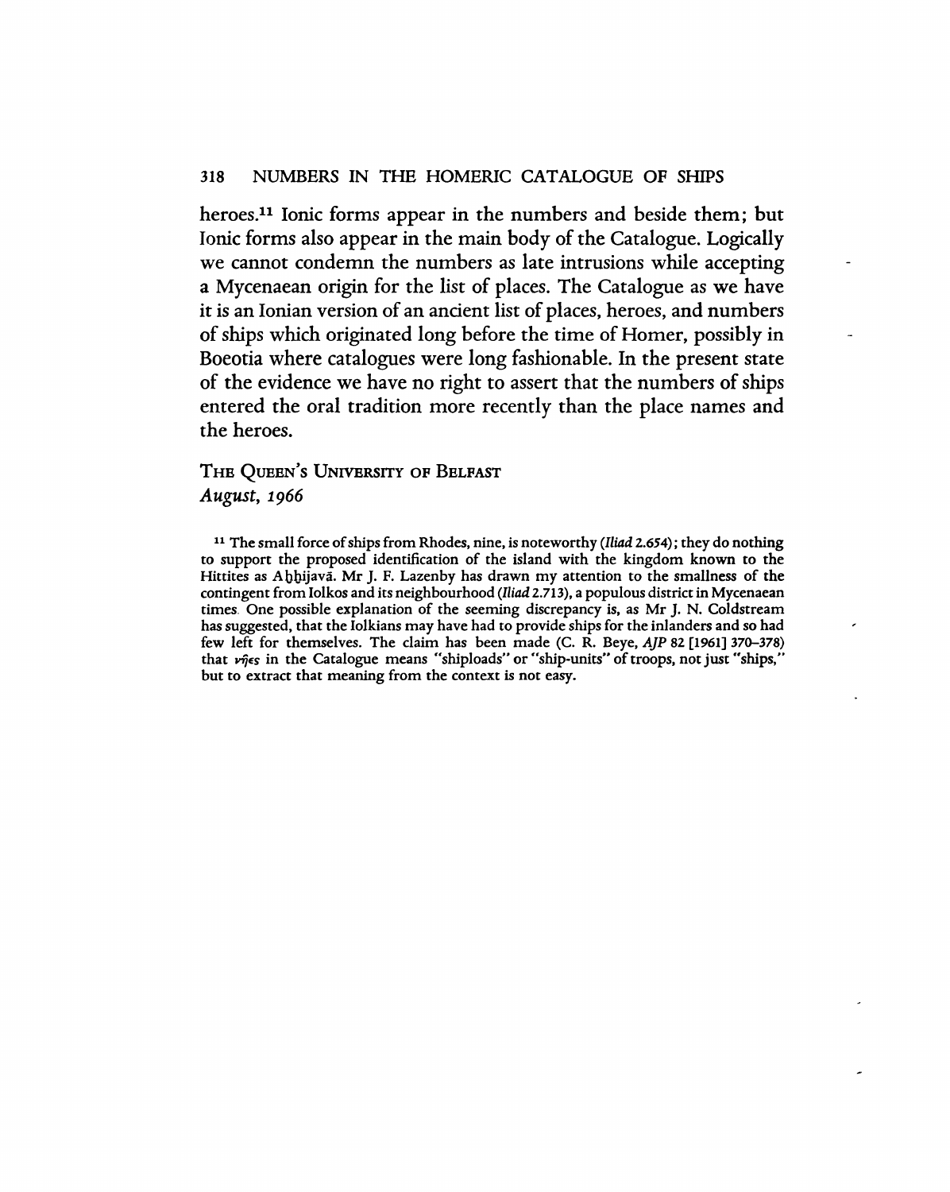heroes.[11] Ionic forms appear in the numbers and beside them; but Ionic forms also appear in the main body of the Catalogue. Logically we cannot condemn the numbers as late intrusions while accepting a Mycenaean origin for the list of places. The Catalogue as we have it is an Ionian version of an ancient list of places, heroes, and numbers of ships which originated long before the time of Homer, possibly in Boeotia where catalogues were long fashionable. In the present state of the evidence we have no right to assert that the numbers of ships entered the oral tradition more recently than the place names and the heroes.

THE QUEEN'S UNIVERSITY OF BELFAST
*August, 1966*

[11] The small force of ships from Rhodes, nine, is noteworthy (*Iliad* 2.654); they do nothing to support the proposed identification of the island with the kingdom known to the Hittites as Aḫḫijavā. Mr J. F. Lazenby has drawn my attention to the smallness of the contingent from Iolkos and its neighbourhood (*Iliad* 2.713), a populous district in Mycenaean times. One possible explanation of the seeming discrepancy is, as Mr J. N. Coldstream has suggested, that the Iolkians may have had to provide ships for the inlanders and so had few left for themselves. The claim has been made (C. R. Beye, *AJP* 82 [1961] 370–378) that νῆες in the Catalogue means "shiploads" or "ship-units" of troops, not just "ships," but to extract that meaning from the context is not easy.